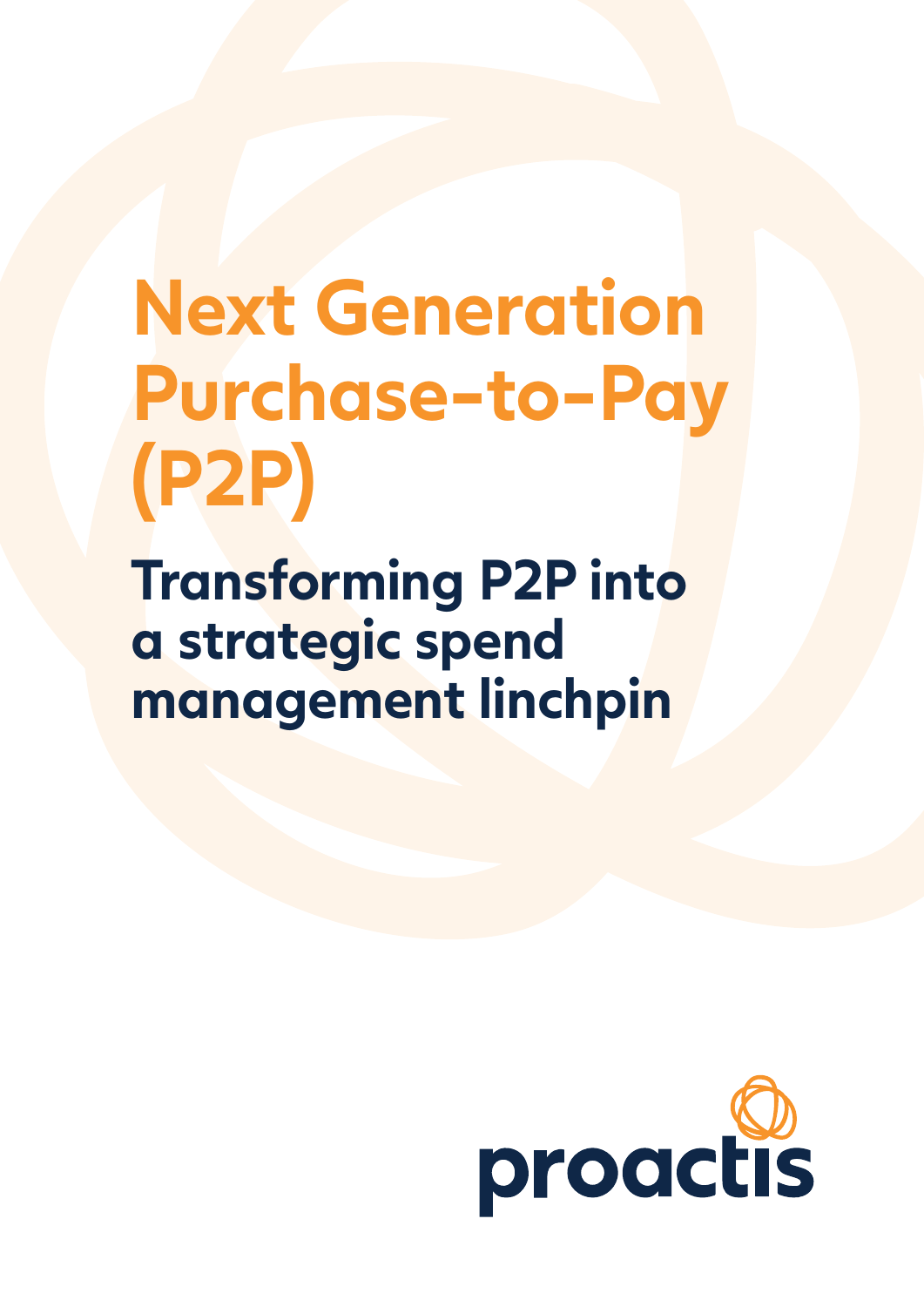# Next Generation Purchase-to-Pay (P2P)

## Transforming P2P into a strategic spend management linchpin

proactis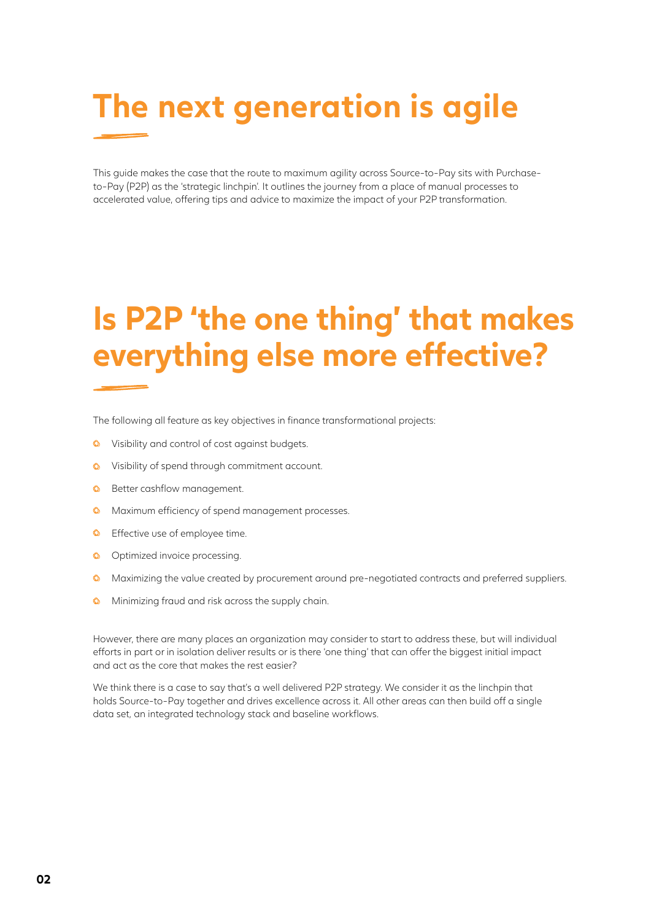# The next generation is agile

This guide makes the case that the route to maximum agility across Source-to-Pay sits with Purchase-to-Pay (P2P) as the 'strategic linchpin'. It outlines the journey from a place of manual processes to accelerated value, offering tips and advice to maximize the impact of your P2P transformation.

# Is P2P 'the one thing' that makes everything else more effective?

The following all feature as key objectives in finance transformational projects:

- Visibility and control of cost against budgets.
- Visibility of spend through commitment account.
- Better cashflow management.
- Maximum efficiency of spend management processes.
- Effective use of employee time.
- Optimized invoice processing.
- Maximizing the value created by procurement around pre-negotiated contracts and preferred suppliers.
- Minimizing fraud and risk across the supply chain.

However, there are many places an organization may consider to start to address these, but will individual efforts in part or in isolation deliver results or is there 'one thing' that can offer the biggest initial impact and act as the core that makes the rest easier?

We think there is a case to say that's a well delivered P2P strategy. We consider it as the linchpin that holds Source-to-Pay together and drives excellence across it. All other areas can then build off a single data set, an integrated technology stack and baseline workflows.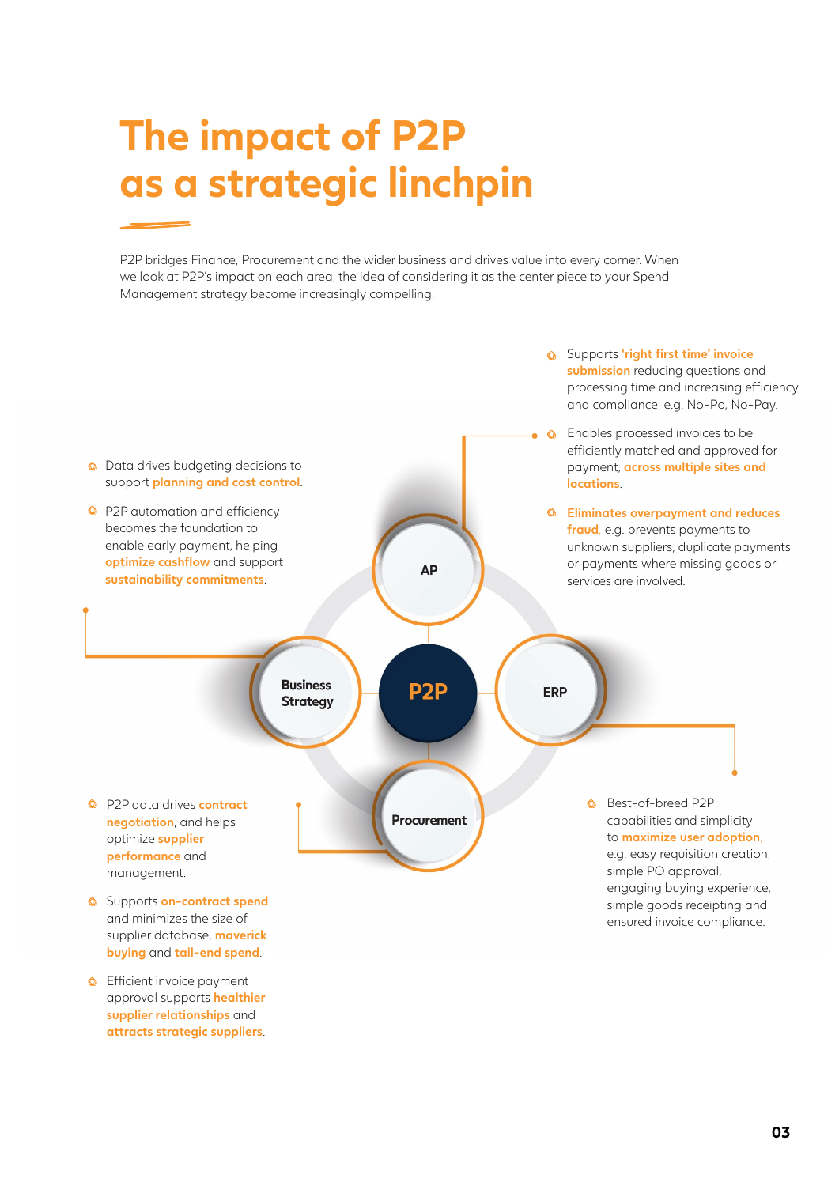# The impact of P2P as a strategic linchpin

P2P bridges Finance, Procurement and the wider business and drives value into every corner. When we look at P2P's impact on each area, the idea of considering it as the center piece to your Spend Management strategy become increasingly compelling:

## AP

- Supports **'right first time' invoice submission** reducing questions and processing time and increasing efficiency and compliance, e.g. No-Po, No-Pay.
- Enables processed invoices to be efficiently matched and approved for payment, **across multiple sites and locations**.
- **Eliminates overpayment and reduces fraud**, e.g. prevents payments to unknown suppliers, duplicate payments or payments where missing goods or services are involved.

## Business Strategy

- Data drives budgeting decisions to support **planning and cost control**.
- P2P automation and efficiency becomes the foundation to enable early payment, helping **optimize cashflow** and support **sustainability commitments**.

## P2P

## ERP

- Best-of-breed P2P capabilities and simplicity to **maximize user adoption**, e.g. easy requisition creation, simple PO approval, engaging buying experience, simple goods receipting and ensured invoice compliance.

## Procurement

- P2P data drives **contract negotiation**, and helps optimize **supplier performance** and management.
- Supports **on-contract spend** and minimizes the size of supplier database, **maverick buying** and **tail-end spend**.
- Efficient invoice payment approval supports **healthier supplier relationships** and **attracts strategic suppliers**.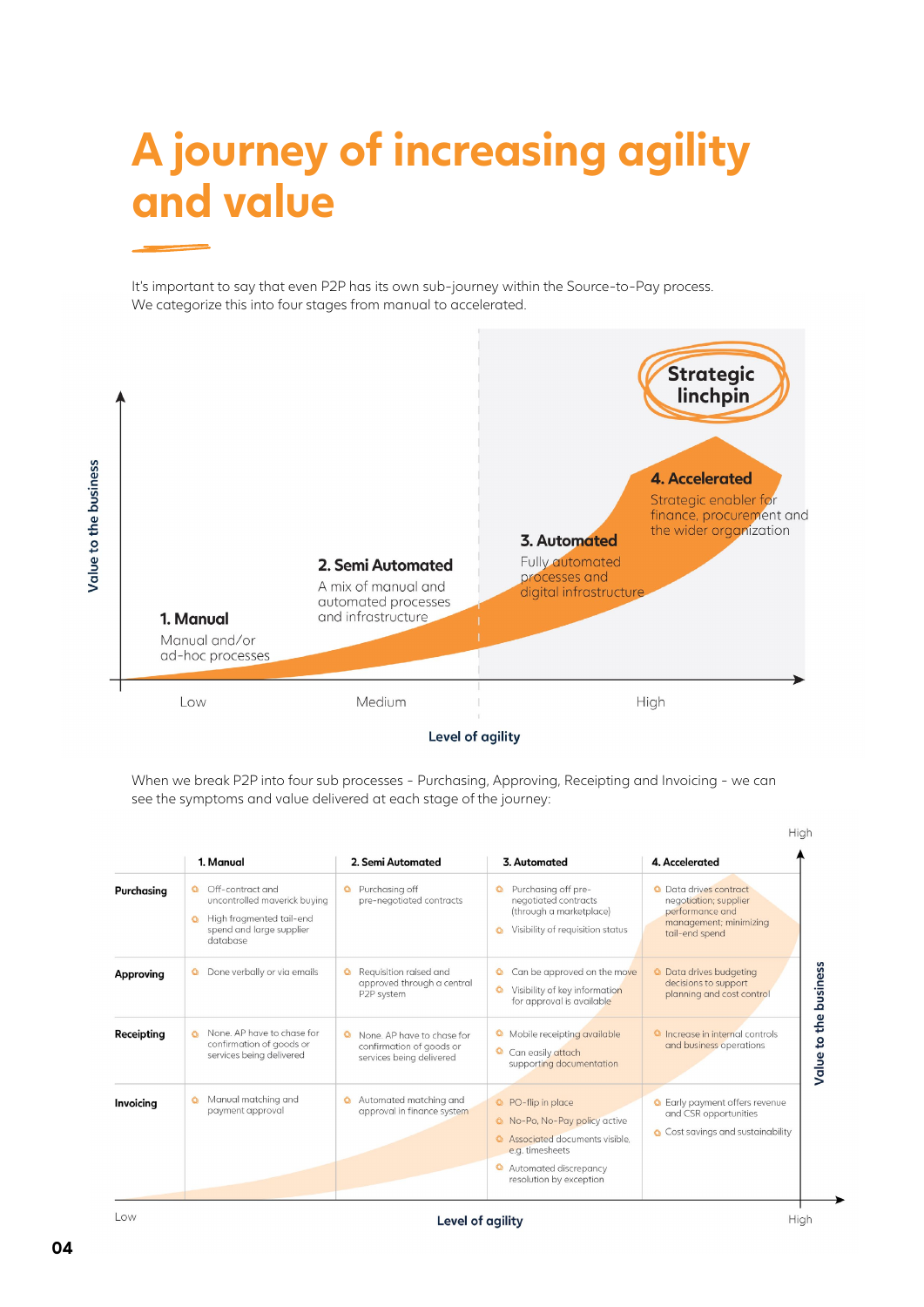# A journey of increasing agility and value

It's important to say that even P2P has its own sub-journey within the Source-to-Pay process. We categorize this into four stages from manual to accelerated.

**Strategic linchpin**

**1. Manual**
Manual and/or ad-hoc processes

**2. Semi Automated**
A mix of manual and automated processes and infrastructure

**3. Automated**
Fully automated processes and digital infrastructure

**4. Accelerated**
Strategic enabler for finance, procurement and the wider organization

Value to the business

Low | Medium | High

Level of agility

When we break P2P into four sub processes - Purchasing, Approving, Receipting and Invoicing - we can see the symptoms and value delivered at each stage of the journey:

| | 1. Manual | 2. Semi Automated | 3. Automated | 4. Accelerated |
|---|---|---|---|---|
| **Purchasing** | Off-contract and uncontrolled maverick buying<br>High fragmented tail-end spend and large supplier database | Purchasing off pre-negotiated contracts | Purchasing off pre-negotiated contracts (through a marketplace)<br>Visibility of requisition status | Data drives contract negotiation; supplier performance and management; minimizing tail-end spend |
| **Approving** | Done verbally or via emails | Requisition raised and approved through a central P2P system | Can be approved on the move<br>Visibility of key information for approval is available | Data drives budgeting decisions to support planning and cost control |
| **Receipting** | None. AP have to chase for confirmation of goods or services being delivered | None. AP have to chase for confirmation of goods or services being delivered | Mobile receipting available<br>Can easily attach supporting documentation | Increase in internal controls and business operations |
| **Invoicing** | Manual matching and payment approval | Automated matching and approval in finance system | PO-flip in place<br>No-Po, No-Pay policy active<br>Associated documents visible, e.g. timesheets<br>Automated discrepancy resolution by exception | Early payment offers revenue and CSR opportunities<br>Cost savings and sustainability |

Value to the business (Low – High)

Level of agility (Low – High)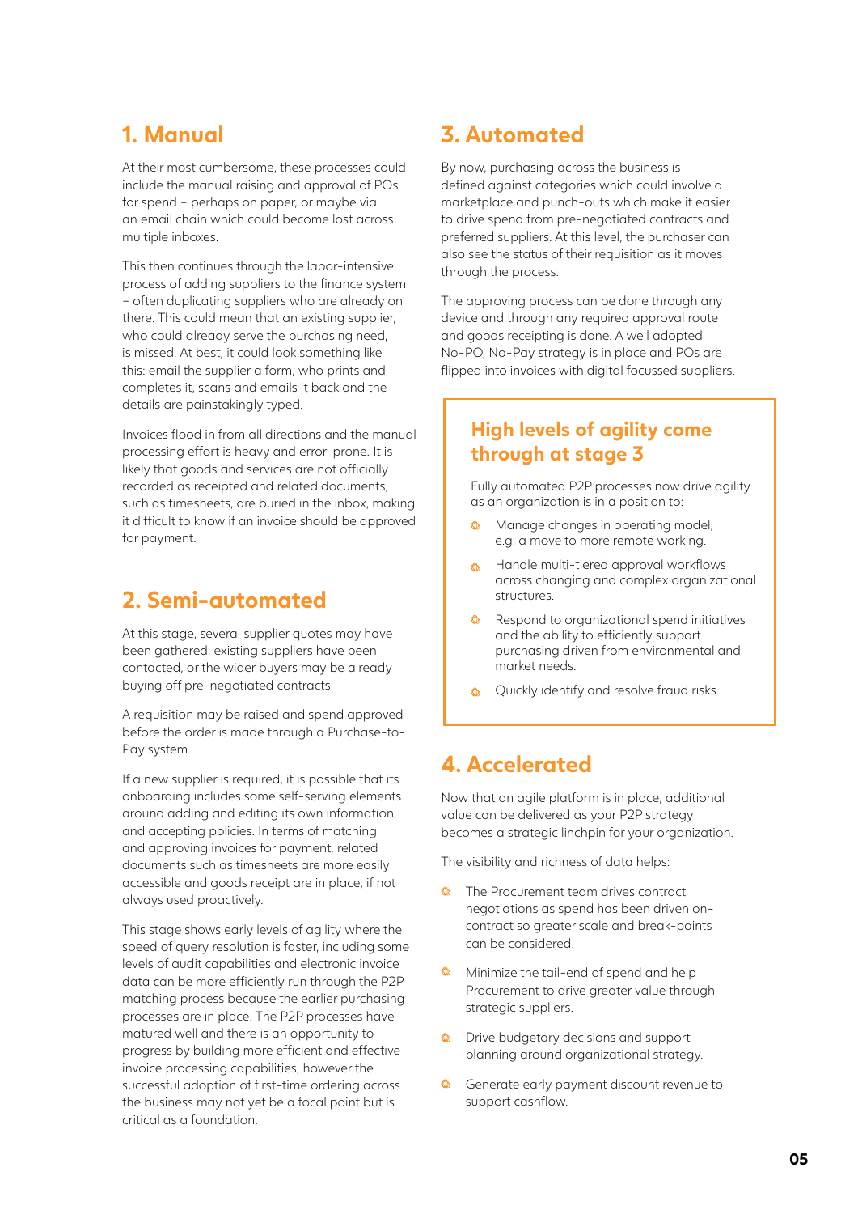## 1. Manual

At their most cumbersome, these processes could include the manual raising and approval of POs for spend – perhaps on paper, or maybe via an email chain which could become lost across multiple inboxes.

This then continues through the labor-intensive process of adding suppliers to the finance system – often duplicating suppliers who are already on there. This could mean that an existing supplier, who could already serve the purchasing need, is missed. At best, it could look something like this: email the supplier a form, who prints and completes it, scans and emails it back and the details are painstakingly typed.

Invoices flood in from all directions and the manual processing effort is heavy and error-prone. It is likely that goods and services are not officially recorded as receipted and related documents, such as timesheets, are buried in the inbox, making it difficult to know if an invoice should be approved for payment.

## 2. Semi-automated

At this stage, several supplier quotes may have been gathered, existing suppliers have been contacted, or the wider buyers may be already buying off pre-negotiated contracts.

A requisition may be raised and spend approved before the order is made through a Purchase-to-Pay system.

If a new supplier is required, it is possible that its onboarding includes some self-serving elements around adding and editing its own information and accepting policies. In terms of matching and approving invoices for payment, related documents such as timesheets are more easily accessible and goods receipt are in place, if not always used proactively.

This stage shows early levels of agility where the speed of query resolution is faster, including some levels of audit capabilities and electronic invoice data can be more efficiently run through the P2P matching process because the earlier purchasing processes are in place. The P2P processes have matured well and there is an opportunity to progress by building more efficient and effective invoice processing capabilities, however the successful adoption of first-time ordering across the business may not yet be a focal point but is critical as a foundation.

## 3. Automated

By now, purchasing across the business is defined against categories which could involve a marketplace and punch-outs which make it easier to drive spend from pre-negotiated contracts and preferred suppliers. At this level, the purchaser can also see the status of their requisition as it moves through the process.

The approving process can be done through any device and through any required approval route and goods receipting is done. A well adopted No-PO, No-Pay strategy is in place and POs are flipped into invoices with digital focussed suppliers.

### High levels of agility come through at stage 3

Fully automated P2P processes now drive agility as an organization is in a position to:

- Manage changes in operating model, e.g. a move to more remote working.
- Handle multi-tiered approval workflows across changing and complex organizational structures.
- Respond to organizational spend initiatives and the ability to efficiently support purchasing driven from environmental and market needs.
- Quickly identify and resolve fraud risks.

## 4. Accelerated

Now that an agile platform is in place, additional value can be delivered as your P2P strategy becomes a strategic linchpin for your organization.

The visibility and richness of data helps:

- The Procurement team drives contract negotiations as spend has been driven on-contract so greater scale and break-points can be considered.
- Minimize the tail-end of spend and help Procurement to drive greater value through strategic suppliers.
- Drive budgetary decisions and support planning around organizational strategy.
- Generate early payment discount revenue to support cashflow.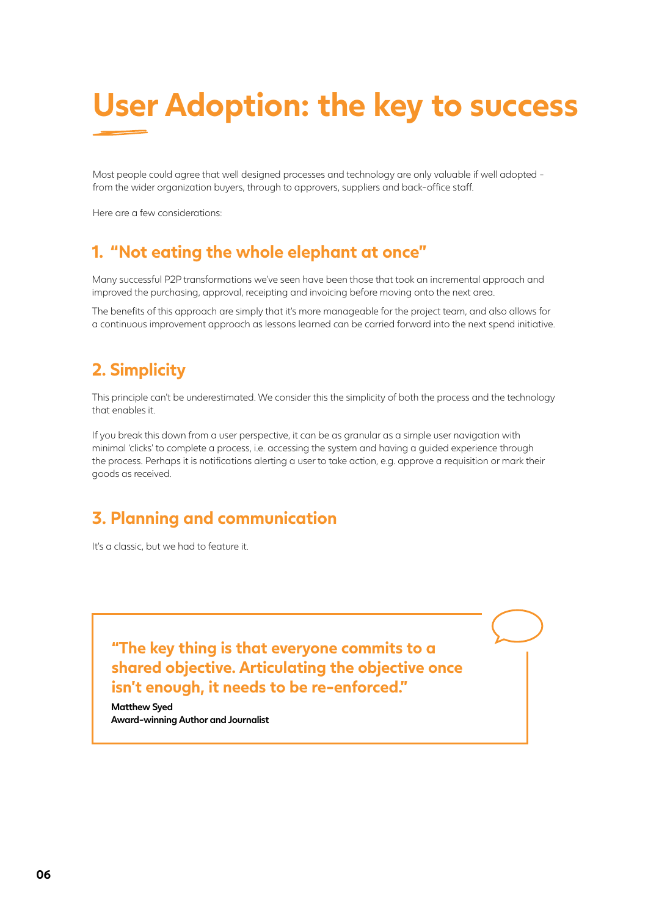# User Adoption: the key to success

Most people could agree that well designed processes and technology are only valuable if well adopted - from the wider organization buyers, through to approvers, suppliers and back-office staff.

Here are a few considerations:

## 1. "Not eating the whole elephant at once"

Many successful P2P transformations we've seen have been those that took an incremental approach and improved the purchasing, approval, receipting and invoicing before moving onto the next area.

The benefits of this approach are simply that it's more manageable for the project team, and also allows for a continuous improvement approach as lessons learned can be carried forward into the next spend initiative.

## 2. Simplicity

This principle can't be underestimated. We consider this the simplicity of both the process and the technology that enables it.

If you break this down from a user perspective, it can be as granular as a simple user navigation with minimal 'clicks' to complete a process, i.e. accessing the system and having a guided experience through the process. Perhaps it is notifications alerting a user to take action, e.g. approve a requisition or mark their goods as received.

## 3. Planning and communication

It's a classic, but we had to feature it.

> **"The key thing is that everyone commits to a shared objective. Articulating the objective once isn't enough, it needs to be re-enforced."**
>
> **Matthew Syed**
> **Award-winning Author and Journalist**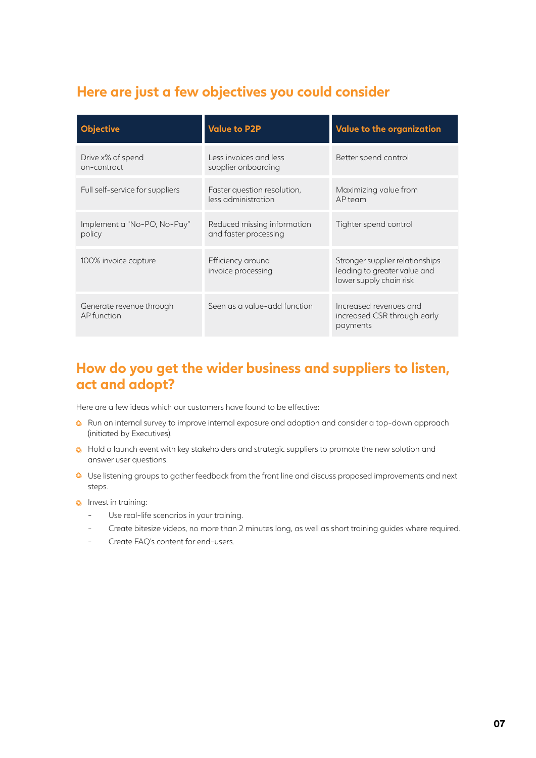## Here are just a few objectives you could consider

| Objective | Value to P2P | Value to the organization |
|---|---|---|
| Drive x% of spend on-contract | Less invoices and less supplier onboarding | Better spend control |
| Full self-service for suppliers | Faster question resolution, less administration | Maximizing value from AP team |
| Implement a "No-PO, No-Pay" policy | Reduced missing information and faster processing | Tighter spend control |
| 100% invoice capture | Efficiency around invoice processing | Stronger supplier relationships leading to greater value and lower supply chain risk |
| Generate revenue through AP function | Seen as a value-add function | Increased revenues and increased CSR through early payments |

## How do you get the wider business and suppliers to listen, act and adopt?

Here are a few ideas which our customers have found to be effective:

- Run an internal survey to improve internal exposure and adoption and consider a top-down approach (initiated by Executives).
- Hold a launch event with key stakeholders and strategic suppliers to promote the new solution and answer user questions.
- Use listening groups to gather feedback from the front line and discuss proposed improvements and next steps.
- Invest in training:
  - Use real-life scenarios in your training.
  - Create bitesize videos, no more than 2 minutes long, as well as short training guides where required.
  - Create FAQ's content for end-users.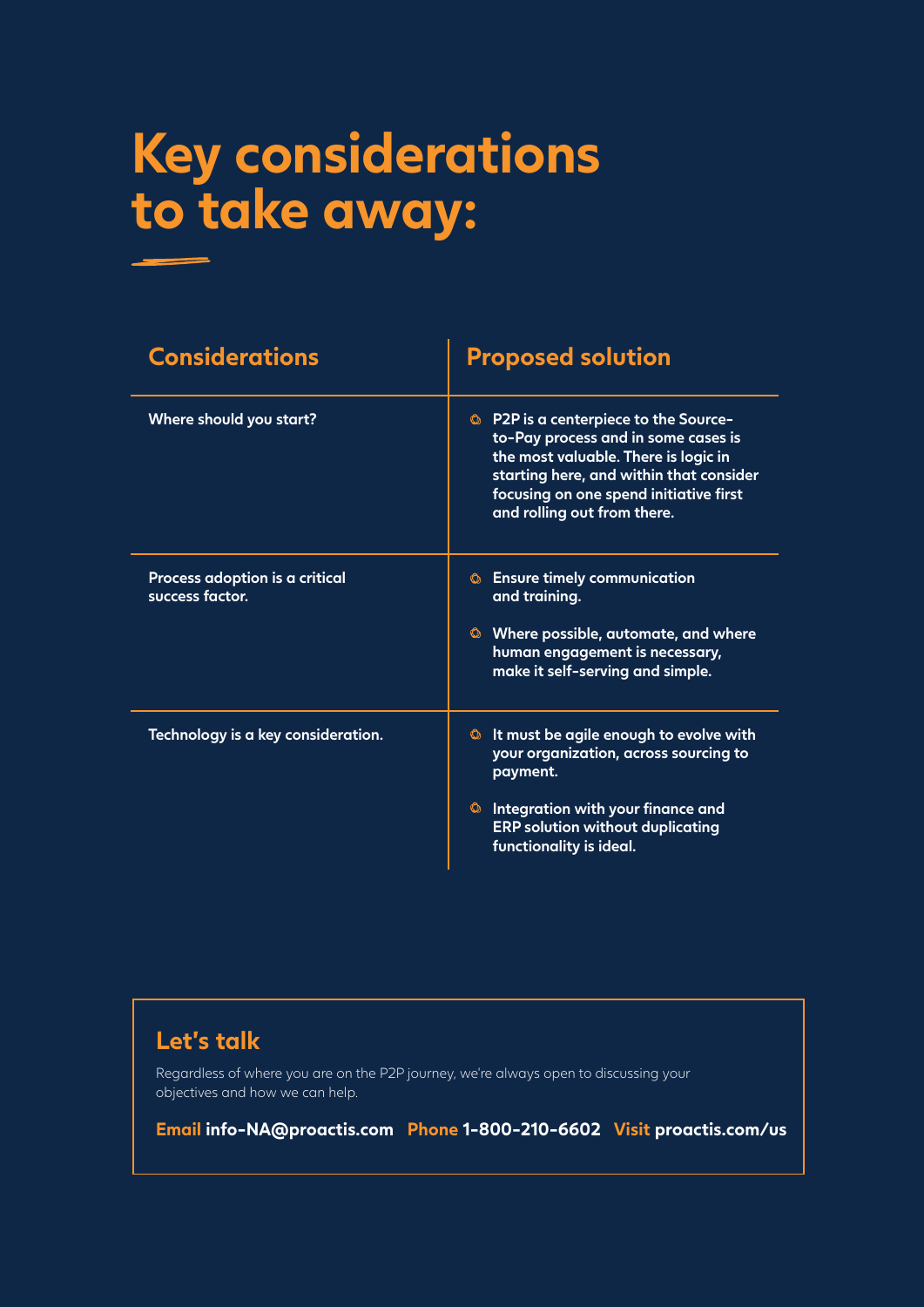# Key considerations to take away:

| Considerations | Proposed solution |
|---|---|
| Where should you start? | P2P is a centerpiece to the Source-to-Pay process and in some cases is the most valuable. There is logic in starting here, and within that consider focusing on one spend initiative first and rolling out from there. |
| Process adoption is a critical success factor. | Ensure timely communication and training.<br><br>Where possible, automate, and where human engagement is necessary, make it self-serving and simple. |
| Technology is a key consideration. | It must be agile enough to evolve with your organization, across sourcing to payment.<br><br>Integration with your finance and ERP solution without duplicating functionality is ideal. |

## Let's talk

Regardless of where you are on the P2P journey, we're always open to discussing your objectives and how we can help.

**Email** info-NA@proactis.com **Phone** 1-800-210-6602 **Visit** proactis.com/us